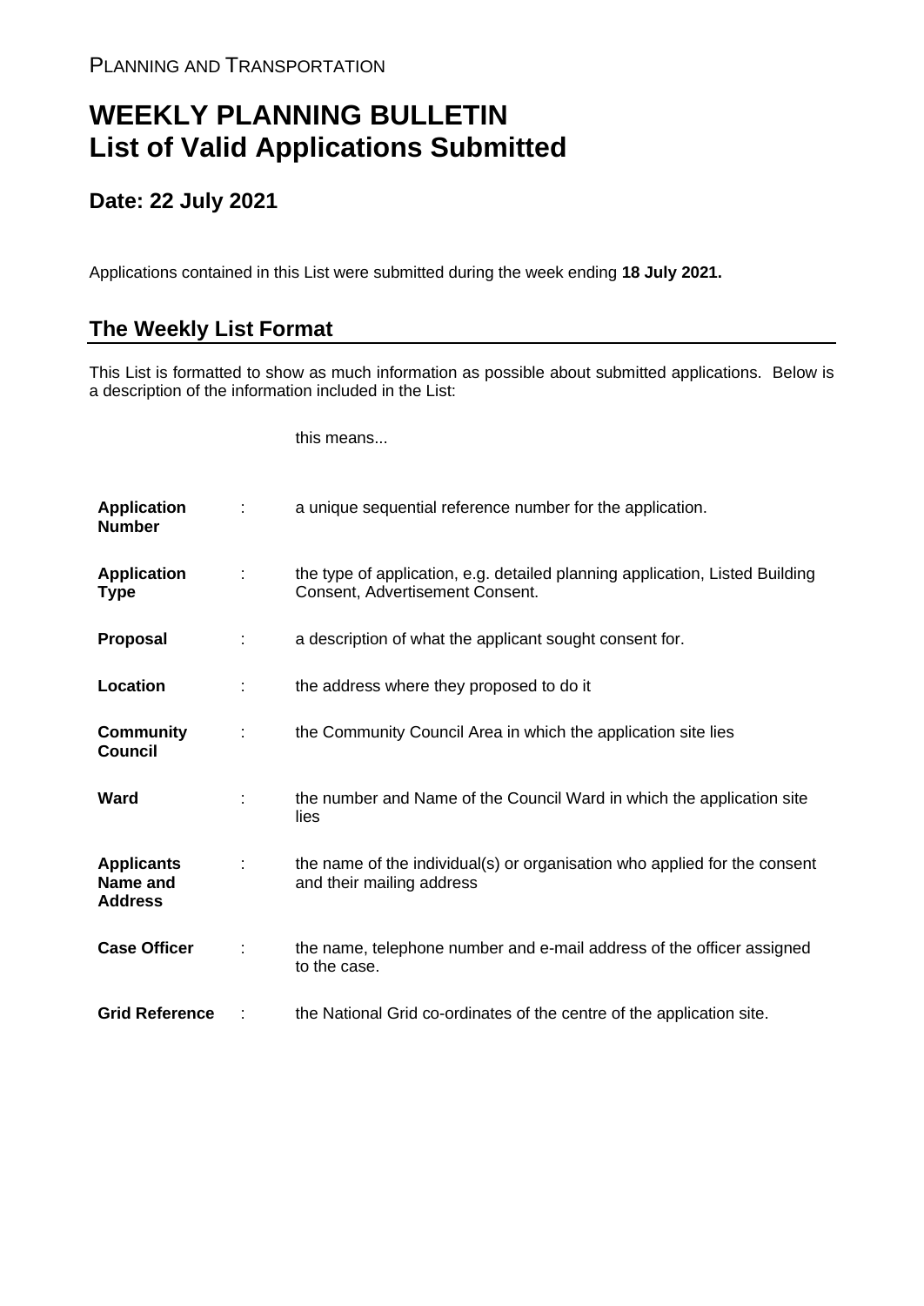PLANNING AND TRANSPORTATION

# WEEKLY PLANNING BULLETIN
# List of Valid Applications Submitted

## Date: 22 July 2021

Applications contained in this List were submitted during the week ending **18 July 2021.**

## The Weekly List Format

This List is formatted to show as much information as possible about submitted applications. Below is a description of the information included in the List:

| | | this means... |
|---|---|---|
| **Application Number** | : | a unique sequential reference number for the application. |
| **Application Type** | : | the type of application, e.g. detailed planning application, Listed Building Consent, Advertisement Consent. |
| **Proposal** | : | a description of what the applicant sought consent for. |
| **Location** | : | the address where they proposed to do it |
| **Community Council** | : | the Community Council Area in which the application site lies |
| **Ward** | : | the number and Name of the Council Ward in which the application site lies |
| **Applicants Name and Address** | : | the name of the individual(s) or organisation who applied for the consent and their mailing address |
| **Case Officer** | : | the name, telephone number and e-mail address of the officer assigned to the case. |
| **Grid Reference** | : | the National Grid co-ordinates of the centre of the application site. |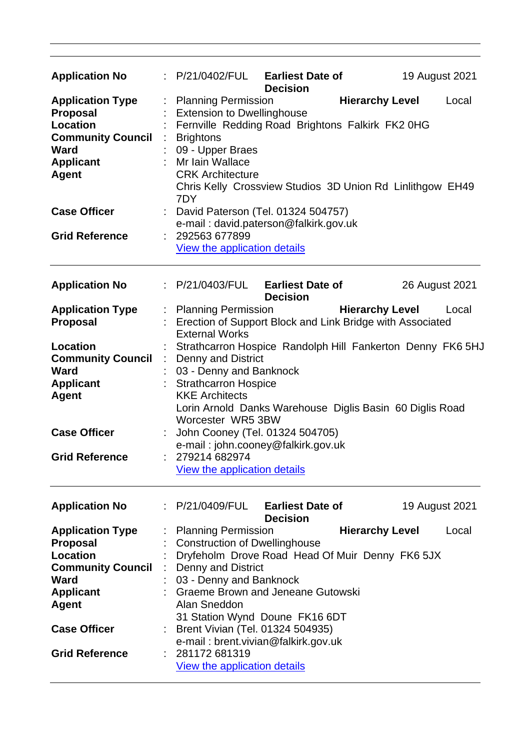---

| | | | | |
|---|---|---|---|---|
| **Application No** | : P/21/0402/FUL | **Earliest Date of Decision** | | 19 August 2021 |
| **Application Type** | : Planning Permission | | **Hierarchy Level** | Local |
| **Proposal** | : Extension to Dwellinghouse | | | |
| **Location** | : Fernville Redding Road Brightons Falkirk FK2 0HG | | | |
| **Community Council** | : Brightons | | | |
| **Ward** | : 09 - Upper Braes | | | |
| **Applicant** | : Mr Iain Wallace | | | |
| **Agent** | CRK Architecture<br>Chris Kelly Crossview Studios 3D Union Rd Linlithgow EH49 7DY | | | |
| **Case Officer** | : David Paterson (Tel. 01324 504757)<br>e-mail : david.paterson@falkirk.gov.uk | | | |
| **Grid Reference** | : 292563 677899<br>View the application details | | | |

---

| | | | | |
|---|---|---|---|---|
| **Application No** | : P/21/0403/FUL | **Earliest Date of Decision** | | 26 August 2021 |
| **Application Type** | : Planning Permission | | **Hierarchy Level** | Local |
| **Proposal** | : Erection of Support Block and Link Bridge with Associated External Works | | | |
| **Location** | : Strathcarron Hospice Randolph Hill Fankerton Denny FK6 5HJ | | | |
| **Community Council** | : Denny and District | | | |
| **Ward** | : 03 - Denny and Banknock | | | |
| **Applicant** | : Strathcarron Hospice | | | |
| **Agent** | KKE Architects<br>Lorin Arnold Danks Warehouse Diglis Basin 60 Diglis Road Worcester WR5 3BW | | | |
| **Case Officer** | : John Cooney (Tel. 01324 504705)<br>e-mail : john.cooney@falkirk.gov.uk | | | |
| **Grid Reference** | : 279214 682974<br>View the application details | | | |

---

| | | | | |
|---|---|---|---|---|
| **Application No** | : P/21/0409/FUL | **Earliest Date of Decision** | | 19 August 2021 |
| **Application Type** | : Planning Permission | | **Hierarchy Level** | Local |
| **Proposal** | : Construction of Dwellinghouse | | | |
| **Location** | : Dryfeholm Drove Road Head Of Muir Denny FK6 5JX | | | |
| **Community Council** | : Denny and District | | | |
| **Ward** | : 03 - Denny and Banknock | | | |
| **Applicant** | : Graeme Brown and Jeneane Gutowski | | | |
| **Agent** | Alan Sneddon<br>31 Station Wynd Doune FK16 6DT | | | |
| **Case Officer** | : Brent Vivian (Tel. 01324 504935)<br>e-mail : brent.vivian@falkirk.gov.uk | | | |
| **Grid Reference** | : 281172 681319<br>View the application details | | | |

---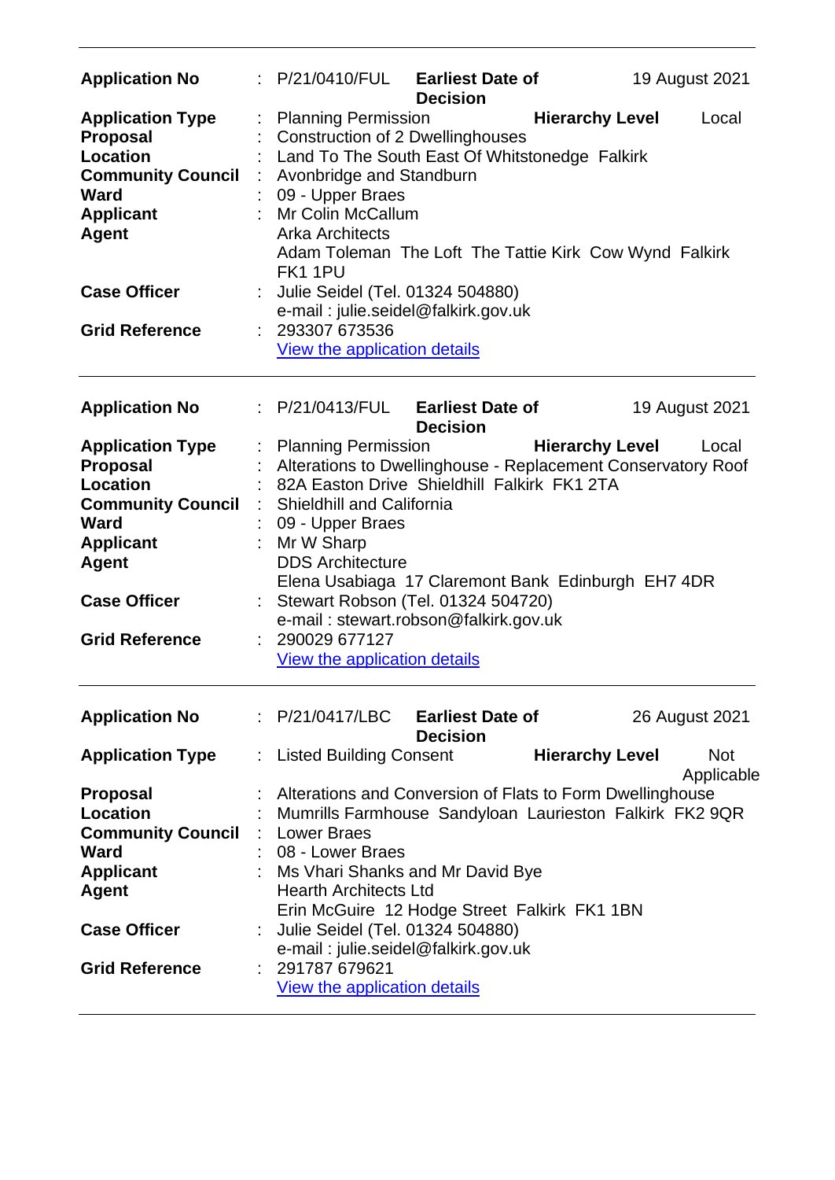| | | | | |
|---|---|---|---|---|
| **Application No** | : P/21/0410/FUL | **Earliest Date of Decision** | 19 August 2021 | |
| **Application Type** | : Planning Permission | **Hierarchy Level** | Local | |
| **Proposal** | : Construction of 2 Dwellinghouses | | | |
| **Location** | : Land To The South East Of Whitstonedge Falkirk | | | |
| **Community Council** | : Avonbridge and Standburn | | | |
| **Ward** | : 09 - Upper Braes | | | |
| **Applicant** | : Mr Colin McCallum | | | |
| **Agent** | Arka Architects<br>Adam Toleman The Loft The Tattie Kirk Cow Wynd Falkirk FK1 1PU | | | |
| **Case Officer** | : Julie Seidel (Tel. 01324 504880)<br>e-mail : julie.seidel@falkirk.gov.uk | | | |
| **Grid Reference** | : 293307 673536<br>View the application details | | | |

| | | | | |
|---|---|---|---|---|
| **Application No** | : P/21/0413/FUL | **Earliest Date of Decision** | 19 August 2021 | |
| **Application Type** | : Planning Permission | **Hierarchy Level** | Local | |
| **Proposal** | : Alterations to Dwellinghouse - Replacement Conservatory Roof | | | |
| **Location** | : 82A Easton Drive Shieldhill Falkirk FK1 2TA | | | |
| **Community Council** | : Shieldhill and California | | | |
| **Ward** | : 09 - Upper Braes | | | |
| **Applicant** | : Mr W Sharp | | | |
| **Agent** | DDS Architecture<br>Elena Usabiaga 17 Claremont Bank Edinburgh EH7 4DR | | | |
| **Case Officer** | : Stewart Robson (Tel. 01324 504720)<br>e-mail : stewart.robson@falkirk.gov.uk | | | |
| **Grid Reference** | : 290029 677127<br>View the application details | | | |

| | | | | |
|---|---|---|---|---|
| **Application No** | : P/21/0417/LBC | **Earliest Date of Decision** | 26 August 2021 | |
| **Application Type** | : Listed Building Consent | **Hierarchy Level** | Not Applicable | |
| **Proposal** | : Alterations and Conversion of Flats to Form Dwellinghouse | | | |
| **Location** | : Mumrills Farmhouse Sandyloan Laurieston Falkirk FK2 9QR | | | |
| **Community Council** | : Lower Braes | | | |
| **Ward** | : 08 - Lower Braes | | | |
| **Applicant** | : Ms Vhari Shanks and Mr David Bye | | | |
| **Agent** | Hearth Architects Ltd<br>Erin McGuire 12 Hodge Street Falkirk FK1 1BN | | | |
| **Case Officer** | : Julie Seidel (Tel. 01324 504880)<br>e-mail : julie.seidel@falkirk.gov.uk | | | |
| **Grid Reference** | : 291787 679621<br>View the application details | | | |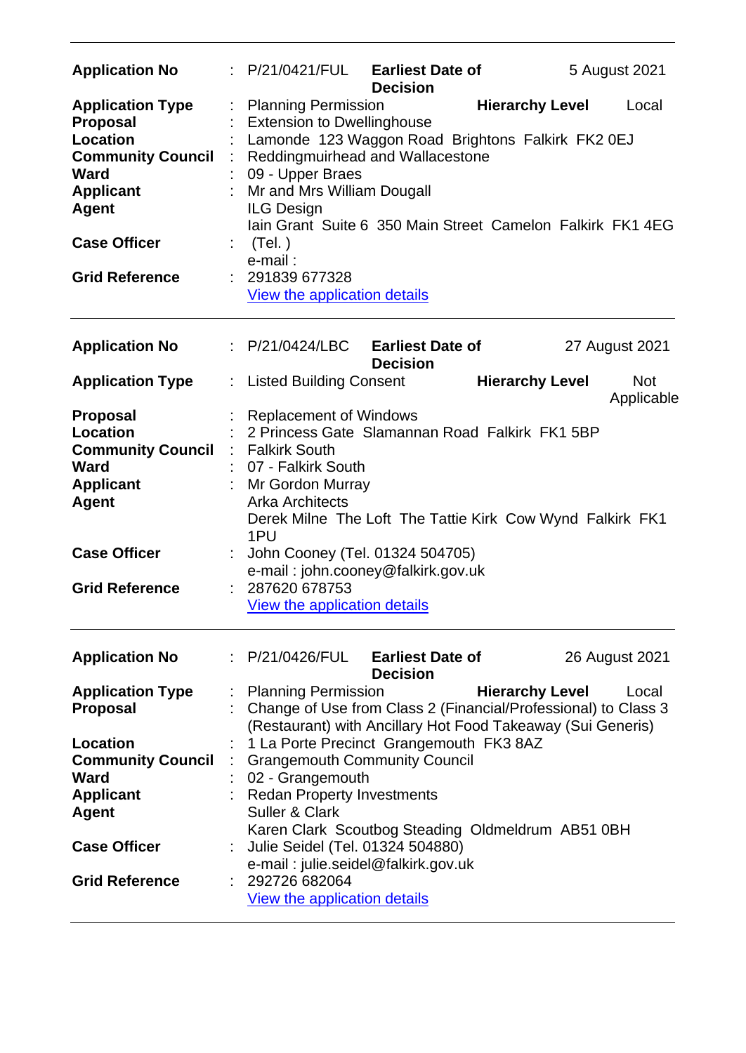| | | | | |
|---|---|---|---|---|
| **Application No** | : P/21/0421/FUL | **Earliest Date of Decision** | | 5 August 2021 |
| **Application Type** | : Planning Permission | | **Hierarchy Level** | Local |
| **Proposal** | : Extension to Dwellinghouse | | | |
| **Location** | : Lamonde 123 Waggon Road Brightons Falkirk FK2 0EJ | | | |
| **Community Council** | : Reddingmuirhead and Wallacestone | | | |
| **Ward** | : 09 - Upper Braes | | | |
| **Applicant** | : Mr and Mrs William Dougall | | | |
| **Agent** | ILG Design<br>Iain Grant Suite 6 350 Main Street Camelon Falkirk FK1 4EG | | | |
| **Case Officer** | : (Tel. )<br>e-mail : | | | |
| **Grid Reference** | : 291839 677328<br>View the application details | | | |

| | | | | |
|---|---|---|---|---|
| **Application No** | : P/21/0424/LBC | **Earliest Date of Decision** | | 27 August 2021 |
| **Application Type** | : Listed Building Consent | | **Hierarchy Level** | Not Applicable |
| **Proposal** | : Replacement of Windows | | | |
| **Location** | : 2 Princess Gate Slamannan Road Falkirk FK1 5BP | | | |
| **Community Council** | : Falkirk South | | | |
| **Ward** | : 07 - Falkirk South | | | |
| **Applicant** | : Mr Gordon Murray | | | |
| **Agent** | Arka Architects<br>Derek Milne The Loft The Tattie Kirk Cow Wynd Falkirk FK1 1PU | | | |
| **Case Officer** | : John Cooney (Tel. 01324 504705)<br>e-mail : john.cooney@falkirk.gov.uk | | | |
| **Grid Reference** | : 287620 678753<br>View the application details | | | |

| | | | | |
|---|---|---|---|---|
| **Application No** | : P/21/0426/FUL | **Earliest Date of Decision** | | 26 August 2021 |
| **Application Type** | : Planning Permission | | **Hierarchy Level** | Local |
| **Proposal** | : Change of Use from Class 2 (Financial/Professional) to Class 3 (Restaurant) with Ancillary Hot Food Takeaway (Sui Generis) | | | |
| **Location** | : 1 La Porte Precinct Grangemouth FK3 8AZ | | | |
| **Community Council** | : Grangemouth Community Council | | | |
| **Ward** | : 02 - Grangemouth | | | |
| **Applicant** | : Redan Property Investments | | | |
| **Agent** | Suller & Clark<br>Karen Clark Scoutbog Steading Oldmeldrum AB51 0BH | | | |
| **Case Officer** | : Julie Seidel (Tel. 01324 504880)<br>e-mail : julie.seidel@falkirk.gov.uk | | | |
| **Grid Reference** | : 292726 682064<br>View the application details | | | |